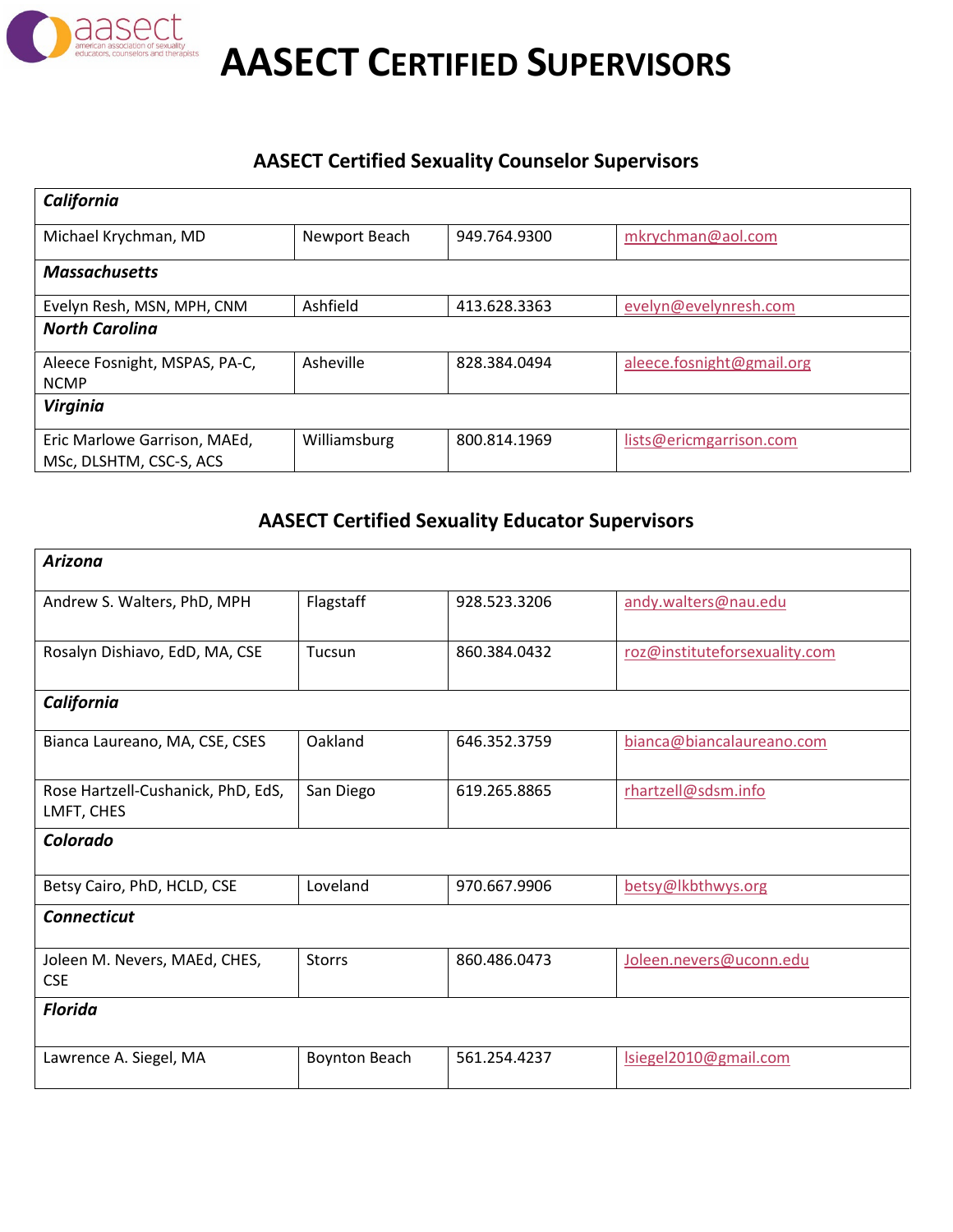# AASECT CERTIFIED SUPERVISORS

## AASECT Certified Sexuality Counselor Supervisors

| ***California*** | | | |
|---|---|---|---|
| Michael Krychman, MD | Newport Beach | 949.764.9300 | mkrychman@aol.com |
| ***Massachusetts*** | | | |
| Evelyn Resh, MSN, MPH, CNM | Ashfield | 413.628.3363 | evelyn@evelynresh.com |
| ***North Carolina*** | | | |
| Aleece Fosnight, MSPAS, PA-C, NCMP | Asheville | 828.384.0494 | aleece.fosnight@gmail.org |
| ***Virginia*** | | | |
| Eric Marlowe Garrison, MAEd, MSc, DLSHTM, CSC-S, ACS | Williamsburg | 800.814.1969 | lists@ericmgarrison.com |

## AASECT Certified Sexuality Educator Supervisors

| ***Arizona*** | | | |
|---|---|---|---|
| Andrew S. Walters, PhD, MPH | Flagstaff | 928.523.3206 | andy.walters@nau.edu |
| Rosalyn Dishiavo, EdD, MA, CSE | Tucsun | 860.384.0432 | roz@instituteforsexuality.com |
| ***California*** | | | |
| Bianca Laureano, MA, CSE, CSES | Oakland | 646.352.3759 | bianca@biancalaureano.com |
| Rose Hartzell-Cushanick, PhD, EdS, LMFT, CHES | San Diego | 619.265.8865 | rhartzell@sdsm.info |
| ***Colorado*** | | | |
| Betsy Cairo, PhD, HCLD, CSE | Loveland | 970.667.9906 | betsy@lkbthwys.org |
| ***Connecticut*** | | | |
| Joleen M. Nevers, MAEd, CHES, CSE | Storrs | 860.486.0473 | Joleen.nevers@uconn.edu |
| ***Florida*** | | | |
| Lawrence A. Siegel, MA | Boynton Beach | 561.254.4237 | lsiegel2010@gmail.com |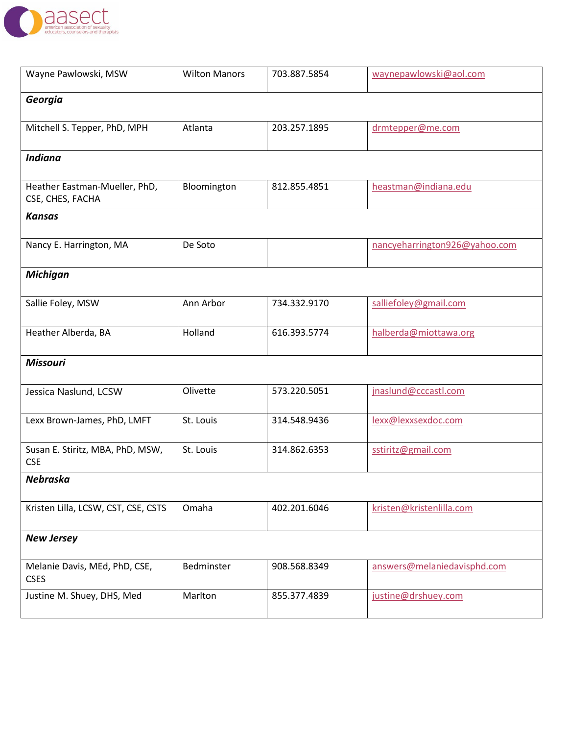| | | | |
|---|---|---|---|
| Wayne Pawlowski, MSW | Wilton Manors | 703.887.5854 | waynepawlowski@aol.com |
| ***Georgia*** | | | |
| Mitchell S. Tepper, PhD, MPH | Atlanta | 203.257.1895 | drmtepper@me.com |
| ***Indiana*** | | | |
| Heather Eastman-Mueller, PhD, CSE, CHES, FACHA | Bloomington | 812.855.4851 | heastman@indiana.edu |
| ***Kansas*** | | | |
| Nancy E. Harrington, MA | De Soto | | nancyeharrington926@yahoo.com |
| ***Michigan*** | | | |
| Sallie Foley, MSW | Ann Arbor | 734.332.9170 | salliefoley@gmail.com |
| Heather Alberda, BA | Holland | 616.393.5774 | halberda@miottawa.org |
| ***Missouri*** | | | |
| Jessica Naslund, LCSW | Olivette | 573.220.5051 | jnaslund@cccastl.com |
| Lexx Brown-James, PhD, LMFT | St. Louis | 314.548.9436 | lexx@lexxsexdoc.com |
| Susan E. Stiritz, MBA, PhD, MSW, CSE | St. Louis | 314.862.6353 | sstiritz@gmail.com |
| ***Nebraska*** | | | |
| Kristen Lilla, LCSW, CST, CSE, CSTS | Omaha | 402.201.6046 | kristen@kristenlilla.com |
| ***New Jersey*** | | | |
| Melanie Davis, MEd, PhD, CSE, CSES | Bedminster | 908.568.8349 | answers@melaniedavisphd.com |
| Justine M. Shuey, DHS, Med | Marlton | 855.377.4839 | justine@drshuey.com |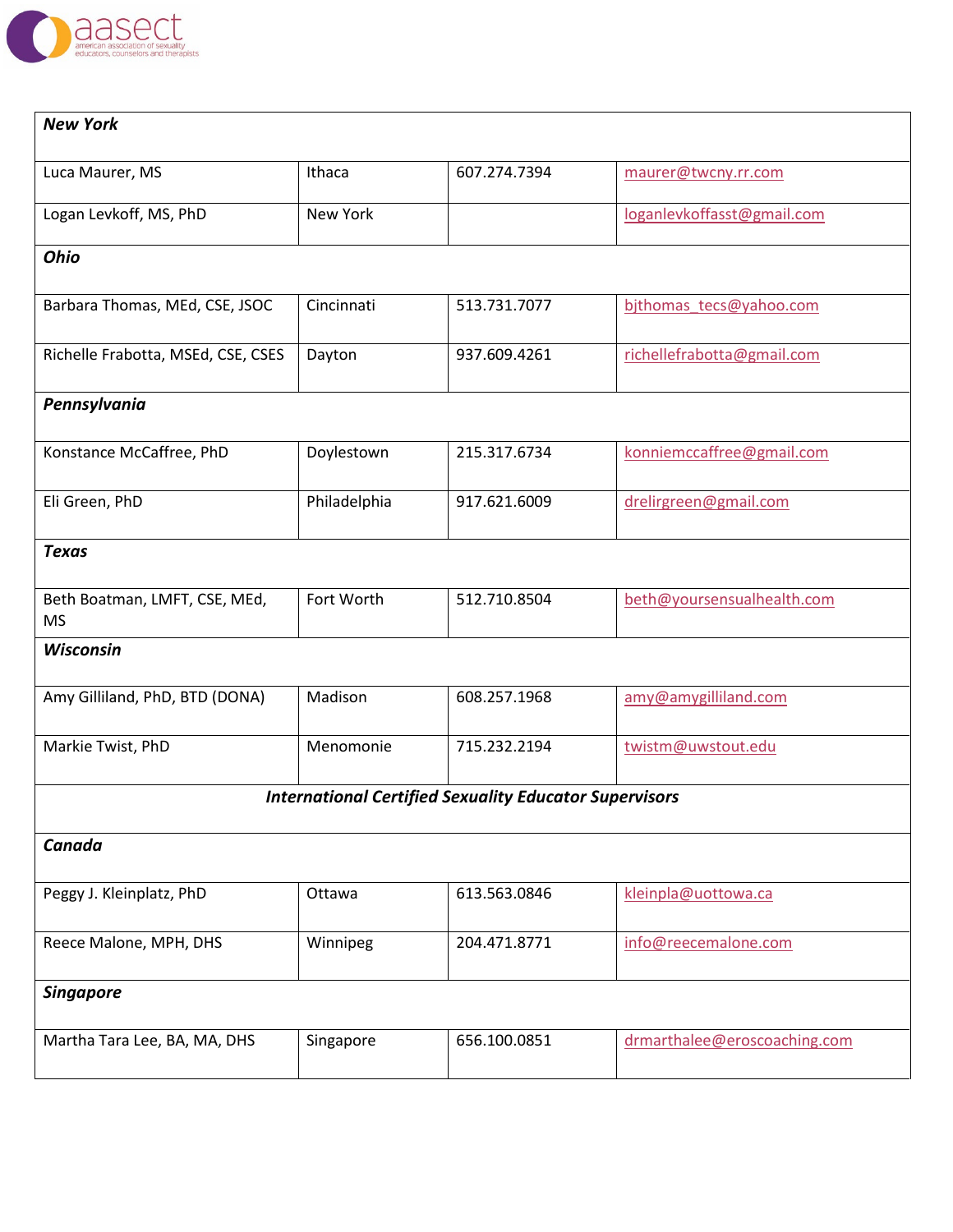| **_New York_** | | | |
|---|---|---|---|
| Luca Maurer, MS | Ithaca | 607.274.7394 | maurer@twcny.rr.com |
| Logan Levkoff, MS, PhD | New York | | loganlevkoffasst@gmail.com |
| **_Ohio_** | | | |
| Barbara Thomas, MEd, CSE, JSOC | Cincinnati | 513.731.7077 | bjthomas_tecs@yahoo.com |
| Richelle Frabotta, MSEd, CSE, CSES | Dayton | 937.609.4261 | richellefrabotta@gmail.com |
| **_Pennsylvania_** | | | |
| Konstance McCaffree, PhD | Doylestown | 215.317.6734 | konniemccaffree@gmail.com |
| Eli Green, PhD | Philadelphia | 917.621.6009 | drelirgreen@gmail.com |
| **_Texas_** | | | |
| Beth Boatman, LMFT, CSE, MEd, MS | Fort Worth | 512.710.8504 | beth@yoursensualhealth.com |
| **_Wisconsin_** | | | |
| Amy Gilliland, PhD, BTD (DONA) | Madison | 608.257.1968 | amy@amygilliland.com |
| Markie Twist, PhD | Menomonie | 715.232.2194 | twistm@uwstout.edu |
| **_International Certified Sexuality Educator Supervisors_** | | | |
| **_Canada_** | | | |
| Peggy J. Kleinplatz, PhD | Ottawa | 613.563.0846 | kleinpla@uottowa.ca |
| Reece Malone, MPH, DHS | Winnipeg | 204.471.8771 | info@reecemalone.com |
| **_Singapore_** | | | |
| Martha Tara Lee, BA, MA, DHS | Singapore | 656.100.0851 | drmarthalee@eroscoaching.com |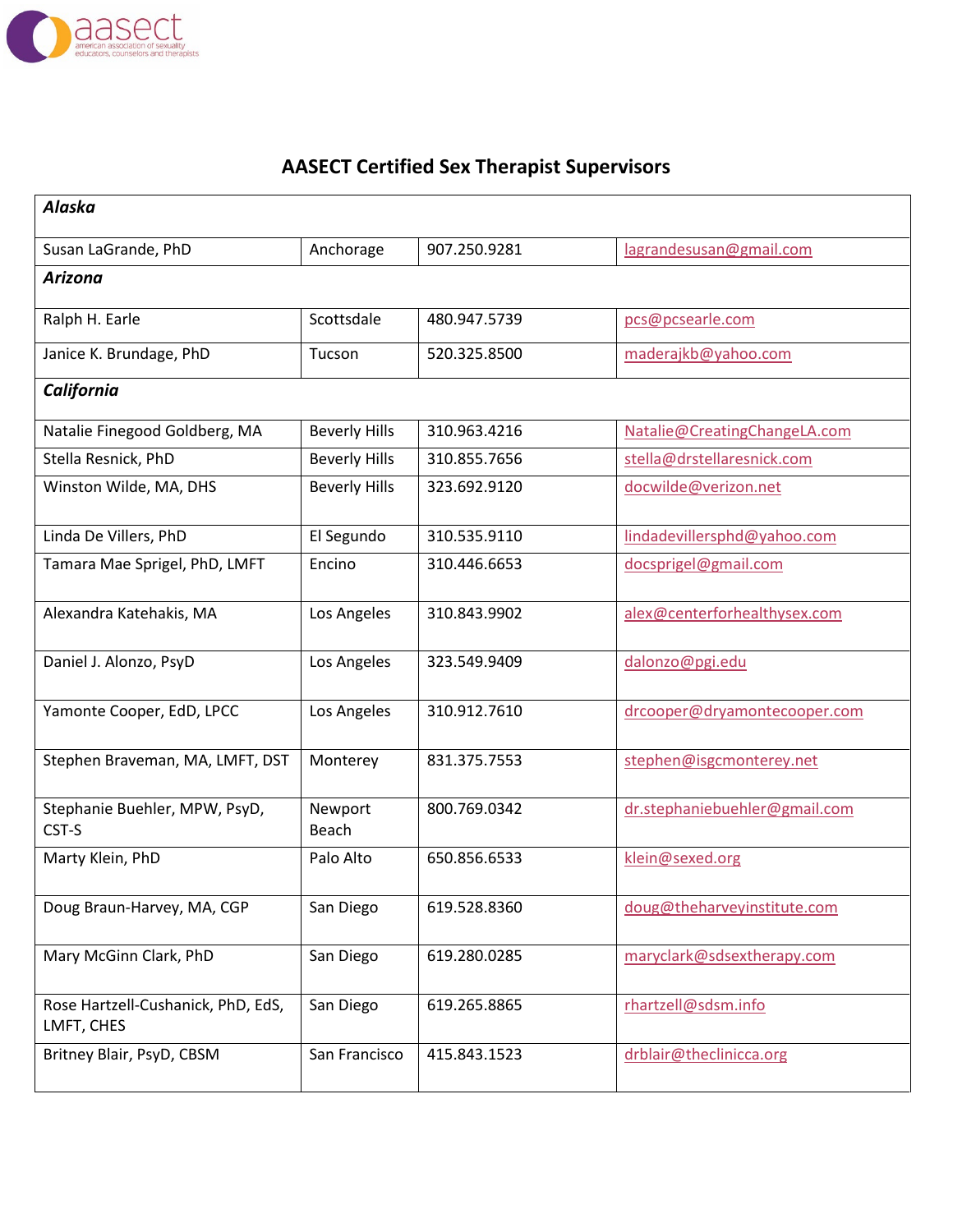# AASECT Certified Sex Therapist Supervisors

| | | | |
|---|---|---|---|
| ***Alaska*** | | | |
| Susan LaGrande, PhD | Anchorage | 907.250.9281 | lagrandesusan@gmail.com |
| ***Arizona*** | | | |
| Ralph H. Earle | Scottsdale | 480.947.5739 | pcs@pcsearle.com |
| Janice K. Brundage, PhD | Tucson | 520.325.8500 | maderajkb@yahoo.com |
| ***California*** | | | |
| Natalie Finegood Goldberg, MA | Beverly Hills | 310.963.4216 | Natalie@CreatingChangeLA.com |
| Stella Resnick, PhD | Beverly Hills | 310.855.7656 | stella@drstellaresnick.com |
| Winston Wilde, MA, DHS | Beverly Hills | 323.692.9120 | docwilde@verizon.net |
| Linda De Villers, PhD | El Segundo | 310.535.9110 | lindadevillersphd@yahoo.com |
| Tamara Mae Sprigel, PhD, LMFT | Encino | 310.446.6653 | docsprigel@gmail.com |
| Alexandra Katehakis, MA | Los Angeles | 310.843.9902 | alex@centerforhealthysex.com |
| Daniel J. Alonzo, PsyD | Los Angeles | 323.549.9409 | dalonzo@pgi.edu |
| Yamonte Cooper, EdD, LPCC | Los Angeles | 310.912.7610 | drcooper@dryamontecooper.com |
| Stephen Braveman, MA, LMFT, DST | Monterey | 831.375.7553 | stephen@isgcmonterey.net |
| Stephanie Buehler, MPW, PsyD, CST-S | Newport Beach | 800.769.0342 | dr.stephaniebuehler@gmail.com |
| Marty Klein, PhD | Palo Alto | 650.856.6533 | klein@sexed.org |
| Doug Braun-Harvey, MA, CGP | San Diego | 619.528.8360 | doug@theharveyinstitute.com |
| Mary McGinn Clark, PhD | San Diego | 619.280.0285 | maryclark@sdsextherapy.com |
| Rose Hartzell-Cushanick, PhD, EdS, LMFT, CHES | San Diego | 619.265.8865 | rhartzell@sdsm.info |
| Britney Blair, PsyD, CBSM | San Francisco | 415.843.1523 | drblair@theclinicca.org |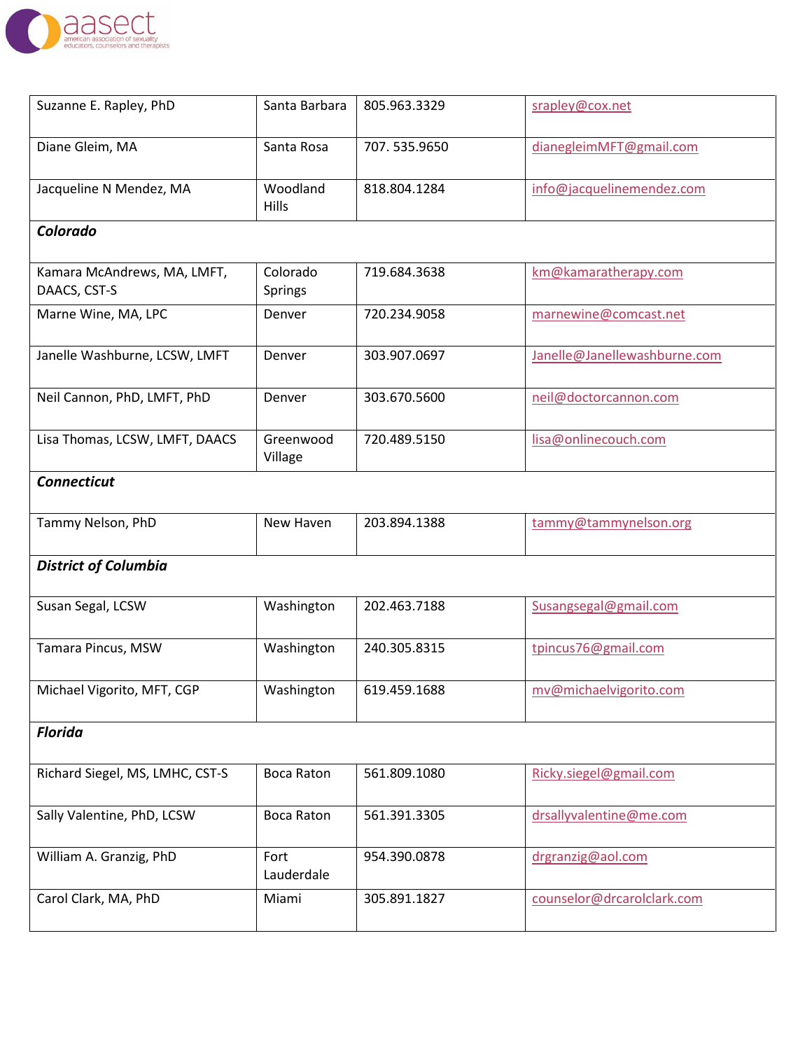| | | | |
|---|---|---|---|
| Suzanne E. Rapley, PhD | Santa Barbara | 805.963.3329 | srapley@cox.net |
| Diane Gleim, MA | Santa Rosa | 707. 535.9650 | dianegleimMFT@gmail.com |
| Jacqueline N Mendez, MA | Woodland Hills | 818.804.1284 | info@jacquelinemendez.com |
| ***Colorado*** | | | |
| Kamara McAndrews, MA, LMFT, DAACS, CST-S | Colorado Springs | 719.684.3638 | km@kamaratherapy.com |
| Marne Wine, MA, LPC | Denver | 720.234.9058 | marnewine@comcast.net |
| Janelle Washburne, LCSW, LMFT | Denver | 303.907.0697 | Janelle@Janellewashburne.com |
| Neil Cannon, PhD, LMFT, PhD | Denver | 303.670.5600 | neil@doctorcannon.com |
| Lisa Thomas, LCSW, LMFT, DAACS | Greenwood Village | 720.489.5150 | lisa@onlinecouch.com |
| ***Connecticut*** | | | |
| Tammy Nelson, PhD | New Haven | 203.894.1388 | tammy@tammynelson.org |
| ***District of Columbia*** | | | |
| Susan Segal, LCSW | Washington | 202.463.7188 | Susangsegal@gmail.com |
| Tamara Pincus, MSW | Washington | 240.305.8315 | tpincus76@gmail.com |
| Michael Vigorito, MFT, CGP | Washington | 619.459.1688 | mv@michaelvigorito.com |
| ***Florida*** | | | |
| Richard Siegel, MS, LMHC, CST-S | Boca Raton | 561.809.1080 | Ricky.siegel@gmail.com |
| Sally Valentine, PhD, LCSW | Boca Raton | 561.391.3305 | drsallyvalentine@me.com |
| William A. Granzig, PhD | Fort Lauderdale | 954.390.0878 | drgranzig@aol.com |
| Carol Clark, MA, PhD | Miami | 305.891.1827 | counselor@drcarolclark.com |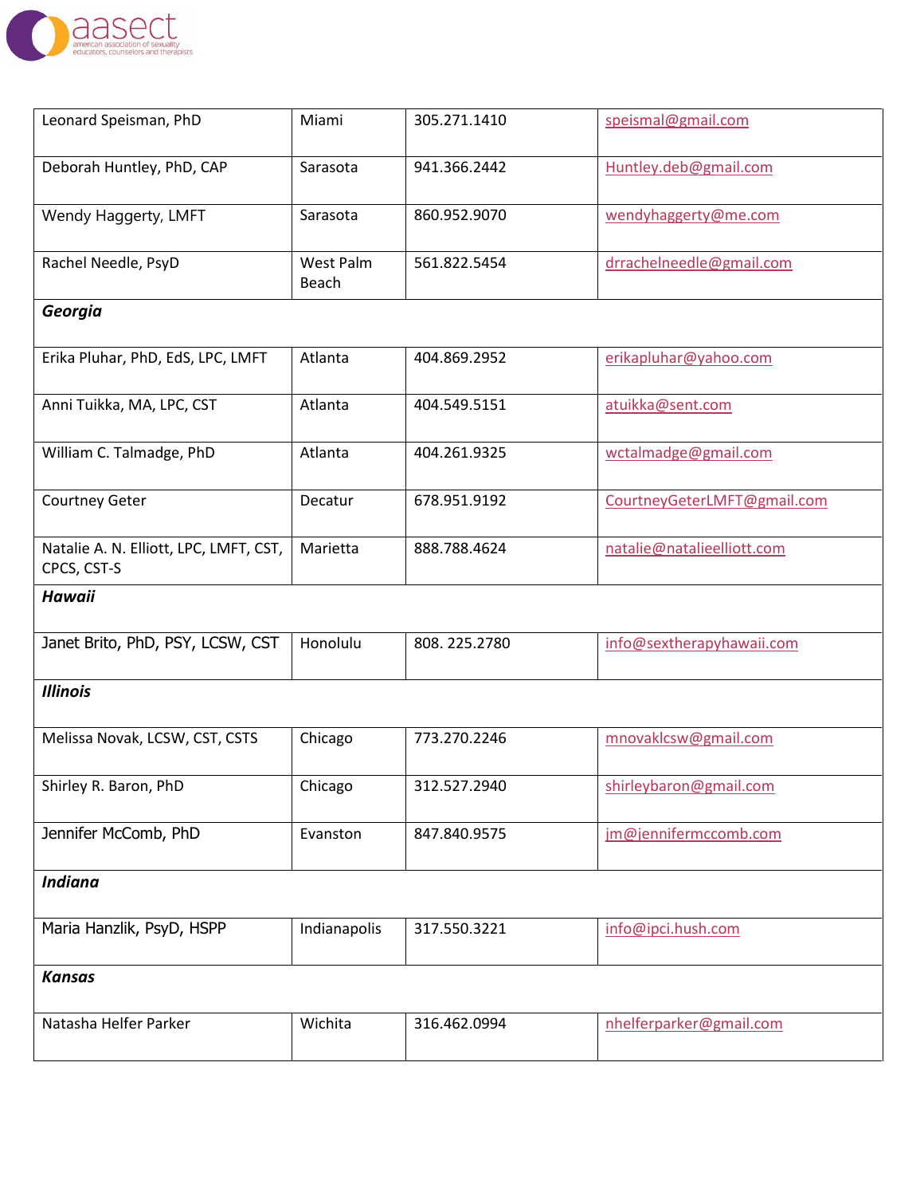| | | | |
|---|---|---|---|
| Leonard Speisman, PhD | Miami | 305.271.1410 | speismal@gmail.com |
| Deborah Huntley, PhD, CAP | Sarasota | 941.366.2442 | Huntley.deb@gmail.com |
| Wendy Haggerty, LMFT | Sarasota | 860.952.9070 | wendyhaggerty@me.com |
| Rachel Needle, PsyD | West Palm Beach | 561.822.5454 | drrachelneedle@gmail.com |
| ***Georgia*** | | | |
| Erika Pluhar, PhD, EdS, LPC, LMFT | Atlanta | 404.869.2952 | erikapluhar@yahoo.com |
| Anni Tuikka, MA, LPC, CST | Atlanta | 404.549.5151 | atuikka@sent.com |
| William C. Talmadge, PhD | Atlanta | 404.261.9325 | wctalmadge@gmail.com |
| Courtney Geter | Decatur | 678.951.9192 | CourtneyGeterLMFT@gmail.com |
| Natalie A. N. Elliott, LPC, LMFT, CST, CPCS, CST-S | Marietta | 888.788.4624 | natalie@natalieelliott.com |
| ***Hawaii*** | | | |
| Janet Brito, PhD, PSY, LCSW, CST | Honolulu | 808. 225.2780 | info@sextherapyhawaii.com |
| ***Illinois*** | | | |
| Melissa Novak, LCSW, CST, CSTS | Chicago | 773.270.2246 | mnovaklcsw@gmail.com |
| Shirley R. Baron, PhD | Chicago | 312.527.2940 | shirleybaron@gmail.com |
| Jennifer McComb, PhD | Evanston | 847.840.9575 | jm@jennifermccomb.com |
| ***Indiana*** | | | |
| Maria Hanzlik, PsyD, HSPP | Indianapolis | 317.550.3221 | info@ipci.hush.com |
| ***Kansas*** | | | |
| Natasha Helfer Parker | Wichita | 316.462.0994 | nhelferparker@gmail.com |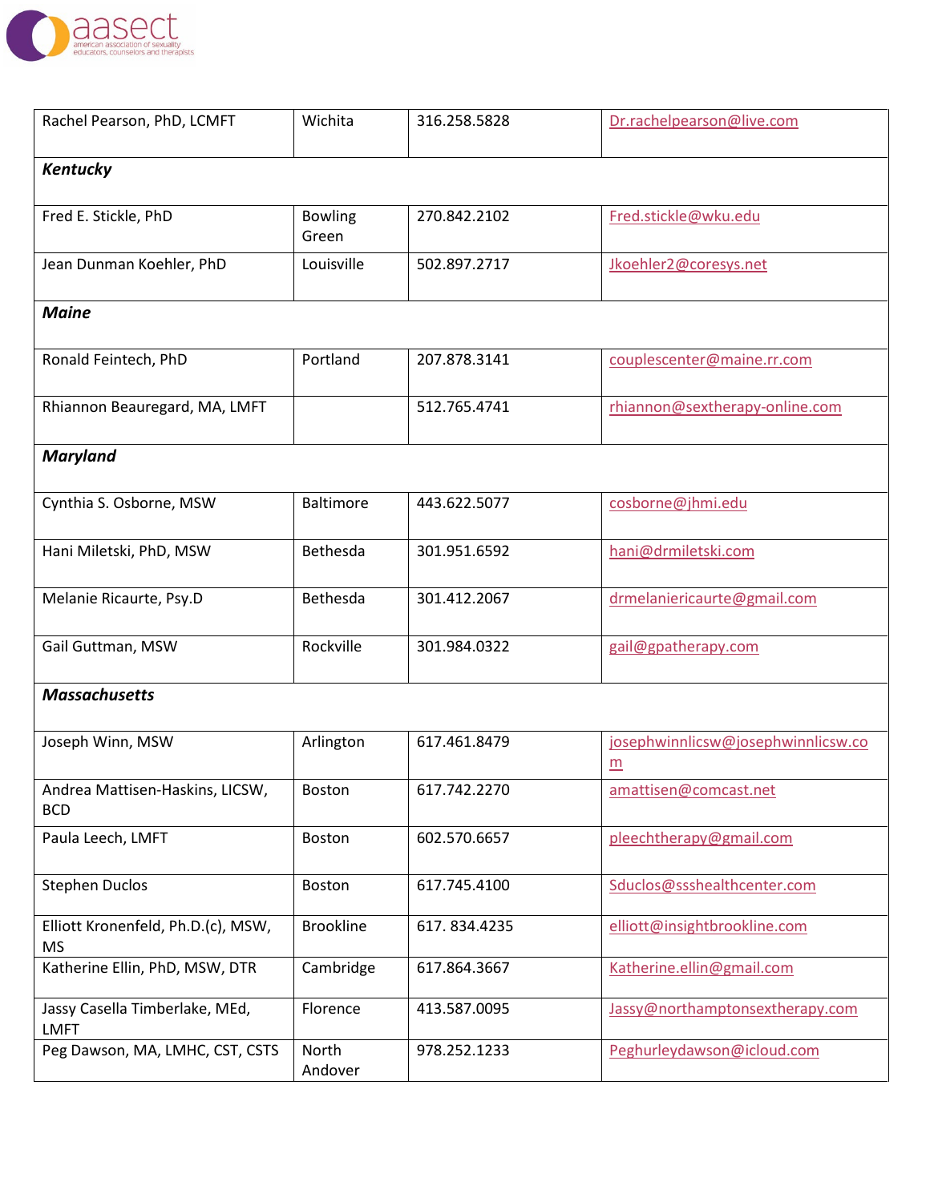| | | | |
|---|---|---|---|
| Rachel Pearson, PhD, LCMFT | Wichita | 316.258.5828 | Dr.rachelpearson@live.com |
| ***Kentucky*** | | | |
| Fred E. Stickle, PhD | Bowling Green | 270.842.2102 | Fred.stickle@wku.edu |
| Jean Dunman Koehler, PhD | Louisville | 502.897.2717 | Jkoehler2@coresys.net |
| ***Maine*** | | | |
| Ronald Feintech, PhD | Portland | 207.878.3141 | couplescenter@maine.rr.com |
| Rhiannon Beauregard, MA, LMFT | | 512.765.4741 | rhiannon@sextherapy-online.com |
| ***Maryland*** | | | |
| Cynthia S. Osborne, MSW | Baltimore | 443.622.5077 | cosborne@jhmi.edu |
| Hani Miletski, PhD, MSW | Bethesda | 301.951.6592 | hani@drmiletski.com |
| Melanie Ricaurte, Psy.D | Bethesda | 301.412.2067 | drmelaniericaurte@gmail.com |
| Gail Guttman, MSW | Rockville | 301.984.0322 | gail@gpatherapy.com |
| ***Massachusetts*** | | | |
| Joseph Winn, MSW | Arlington | 617.461.8479 | josephwinnlicsw@josephwinnlicsw.com |
| Andrea Mattisen-Haskins, LICSW, BCD | Boston | 617.742.2270 | amattisen@comcast.net |
| Paula Leech, LMFT | Boston | 602.570.6657 | pleechtherapy@gmail.com |
| Stephen Duclos | Boston | 617.745.4100 | Sduclos@ssshealthcenter.com |
| Elliott Kronenfeld, Ph.D.(c), MSW, MS | Brookline | 617. 834.4235 | elliott@insightbrookline.com |
| Katherine Ellin, PhD, MSW, DTR | Cambridge | 617.864.3667 | Katherine.ellin@gmail.com |
| Jassy Casella Timberlake, MEd, LMFT | Florence | 413.587.0095 | Jassy@northamptonsextherapy.com |
| Peg Dawson, MA, LMHC, CST, CSTS | North Andover | 978.252.1233 | Peghurleydawson@icloud.com |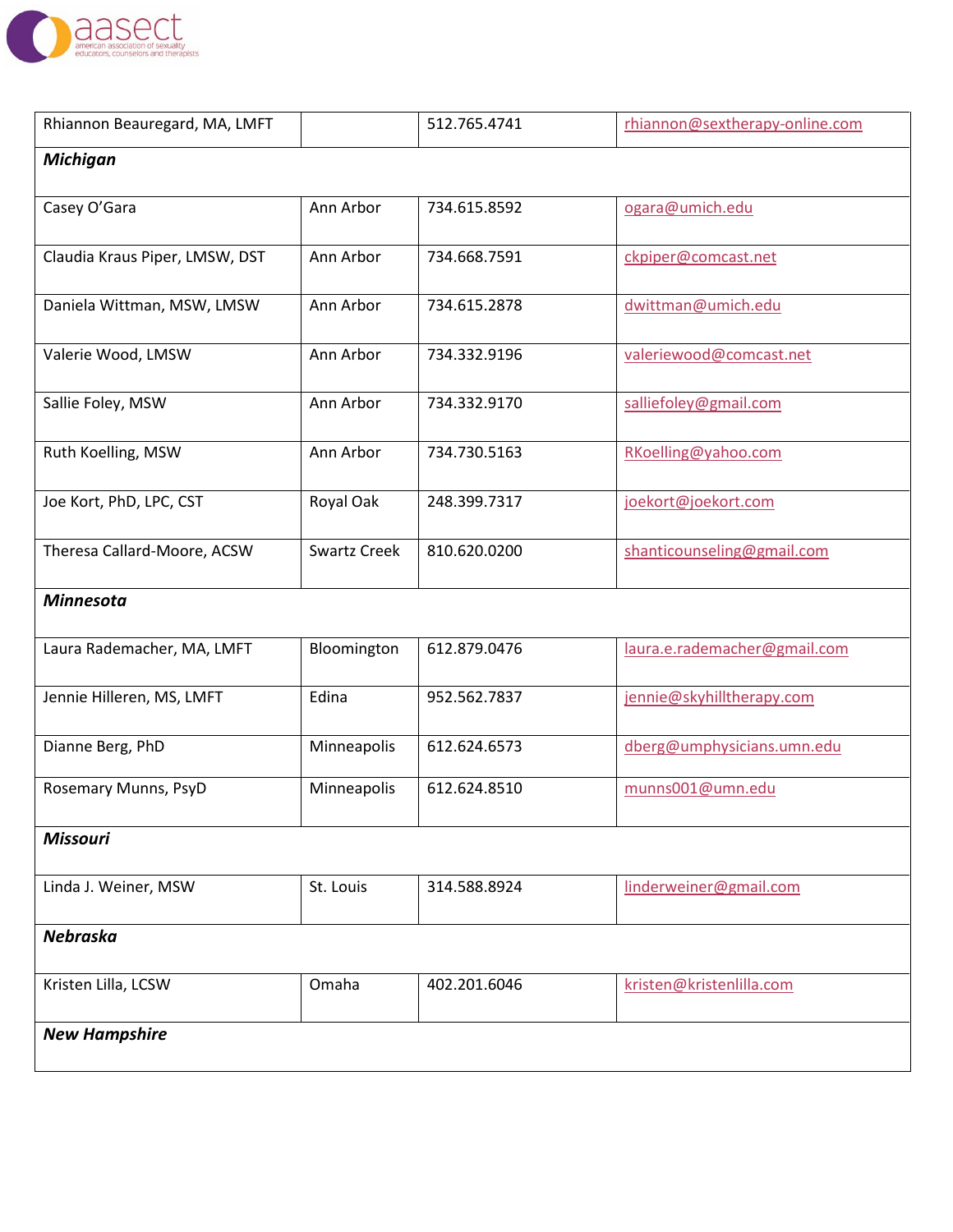| Rhiannon Beauregard, MA, LMFT | | 512.765.4741 | rhiannon@sextherapy-online.com |
|---|---|---|---|
| ***Michigan*** | | | |
| Casey O'Gara | Ann Arbor | 734.615.8592 | ogara@umich.edu |
| Claudia Kraus Piper, LMSW, DST | Ann Arbor | 734.668.7591 | ckpiper@comcast.net |
| Daniela Wittman, MSW, LMSW | Ann Arbor | 734.615.2878 | dwittman@umich.edu |
| Valerie Wood, LMSW | Ann Arbor | 734.332.9196 | valeriewood@comcast.net |
| Sallie Foley, MSW | Ann Arbor | 734.332.9170 | salliefoley@gmail.com |
| Ruth Koelling, MSW | Ann Arbor | 734.730.5163 | RKoelling@yahoo.com |
| Joe Kort, PhD, LPC, CST | Royal Oak | 248.399.7317 | joekort@joekort.com |
| Theresa Callard-Moore, ACSW | Swartz Creek | 810.620.0200 | shanticounseling@gmail.com |
| ***Minnesota*** | | | |
| Laura Rademacher, MA, LMFT | Bloomington | 612.879.0476 | laura.e.rademacher@gmail.com |
| Jennie Hilleren, MS, LMFT | Edina | 952.562.7837 | jennie@skyhilltherapy.com |
| Dianne Berg, PhD | Minneapolis | 612.624.6573 | dberg@umphysicians.umn.edu |
| Rosemary Munns, PsyD | Minneapolis | 612.624.8510 | munns001@umn.edu |
| ***Missouri*** | | | |
| Linda J. Weiner, MSW | St. Louis | 314.588.8924 | linderweiner@gmail.com |
| ***Nebraska*** | | | |
| Kristen Lilla, LCSW | Omaha | 402.201.6046 | kristen@kristenlilla.com |
| ***New Hampshire*** | | | |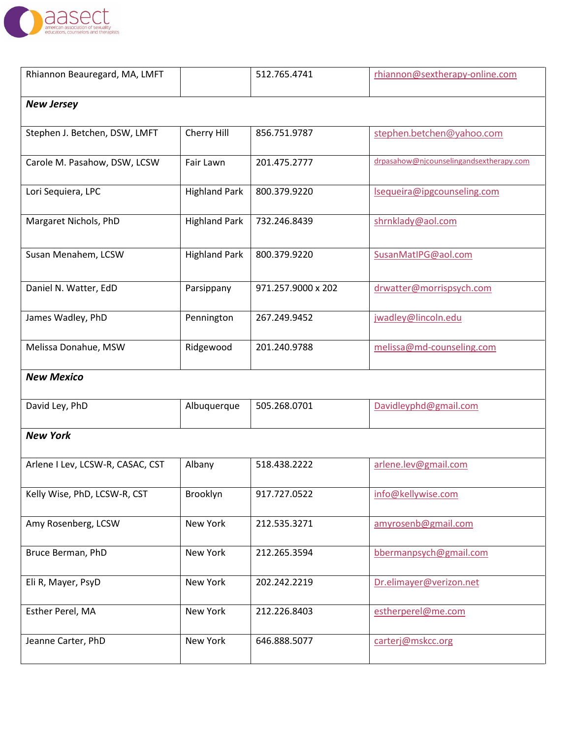| | | | |
|---|---|---|---|
| Rhiannon Beauregard, MA, LMFT | | 512.765.4741 | rhiannon@sextherapy-online.com |
| ***New Jersey*** | | | |
| Stephen J. Betchen, DSW, LMFT | Cherry Hill | 856.751.9787 | stephen.betchen@yahoo.com |
| Carole M. Pasahow, DSW, LCSW | Fair Lawn | 201.475.2777 | drpasahow@njcounselingandsextherapy.com |
| Lori Sequiera, LPC | Highland Park | 800.379.9220 | lsequeira@ipgcounseling.com |
| Margaret Nichols, PhD | Highland Park | 732.246.8439 | shrnklady@aol.com |
| Susan Menahem, LCSW | Highland Park | 800.379.9220 | SusanMatIPG@aol.com |
| Daniel N. Watter, EdD | Parsippany | 971.257.9000 x 202 | drwatter@morrispsych.com |
| James Wadley, PhD | Pennington | 267.249.9452 | jwadley@lincoln.edu |
| Melissa Donahue, MSW | Ridgewood | 201.240.9788 | melissa@md-counseling.com |
| ***New Mexico*** | | | |
| David Ley, PhD | Albuquerque | 505.268.0701 | Davidleyphd@gmail.com |
| ***New York*** | | | |
| Arlene I Lev, LCSW-R, CASAC, CST | Albany | 518.438.2222 | arlene.lev@gmail.com |
| Kelly Wise, PhD, LCSW-R, CST | Brooklyn | 917.727.0522 | info@kellywise.com |
| Amy Rosenberg, LCSW | New York | 212.535.3271 | amyrosenb@gmail.com |
| Bruce Berman, PhD | New York | 212.265.3594 | bbermanpsych@gmail.com |
| Eli R, Mayer, PsyD | New York | 202.242.2219 | Dr.elimayer@verizon.net |
| Esther Perel, MA | New York | 212.226.8403 | estherperel@me.com |
| Jeanne Carter, PhD | New York | 646.888.5077 | carterj@mskcc.org |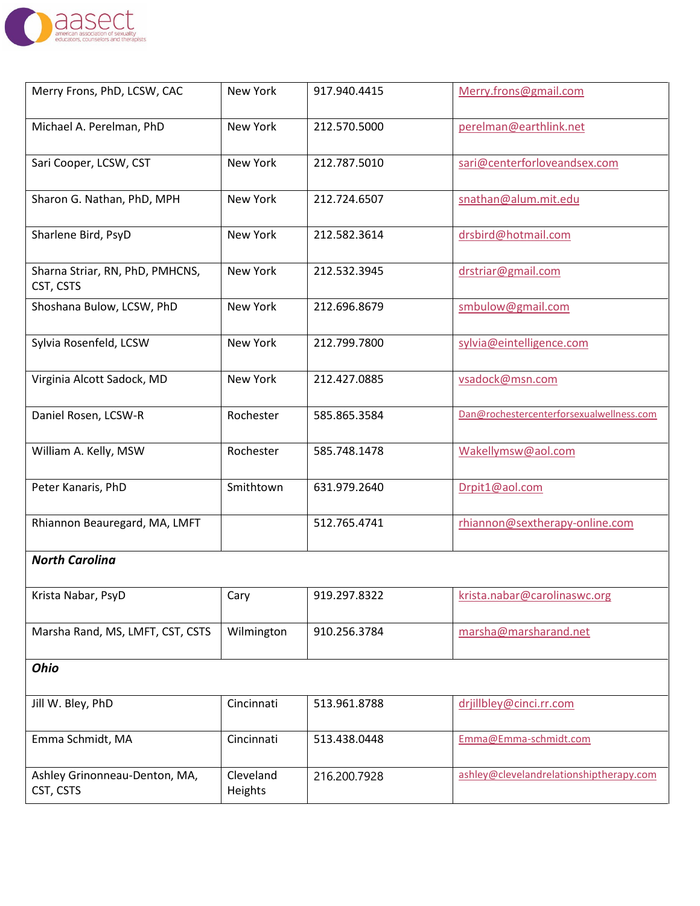| | | | |
|---|---|---|---|
| Merry Frons, PhD, LCSW, CAC | New York | 917.940.4415 | Merry.frons@gmail.com |
| Michael A. Perelman, PhD | New York | 212.570.5000 | perelman@earthlink.net |
| Sari Cooper, LCSW, CST | New York | 212.787.5010 | sari@centerforloveandsex.com |
| Sharon G. Nathan, PhD, MPH | New York | 212.724.6507 | snathan@alum.mit.edu |
| Sharlene Bird, PsyD | New York | 212.582.3614 | drsbird@hotmail.com |
| Sharna Striar, RN, PhD, PMHCNS, CST, CSTS | New York | 212.532.3945 | drstriar@gmail.com |
| Shoshana Bulow, LCSW, PhD | New York | 212.696.8679 | smbulow@gmail.com |
| Sylvia Rosenfeld, LCSW | New York | 212.799.7800 | sylvia@eintelligence.com |
| Virginia Alcott Sadock, MD | New York | 212.427.0885 | vsadock@msn.com |
| Daniel Rosen, LCSW-R | Rochester | 585.865.3584 | Dan@rochestercenterforsexualwellness.com |
| William A. Kelly, MSW | Rochester | 585.748.1478 | Wakellymsw@aol.com |
| Peter Kanaris, PhD | Smithtown | 631.979.2640 | Drpit1@aol.com |
| Rhiannon Beauregard, MA, LMFT | | 512.765.4741 | rhiannon@sextherapy-online.com |
| ***North Carolina*** | | | |
| Krista Nabar, PsyD | Cary | 919.297.8322 | krista.nabar@carolinaswc.org |
| Marsha Rand, MS, LMFT, CST, CSTS | Wilmington | 910.256.3784 | marsha@marsharand.net |
| ***Ohio*** | | | |
| Jill W. Bley, PhD | Cincinnati | 513.961.8788 | drjillbley@cinci.rr.com |
| Emma Schmidt, MA | Cincinnati | 513.438.0448 | Emma@Emma-schmidt.com |
| Ashley Grinonneau-Denton, MA, CST, CSTS | Cleveland Heights | 216.200.7928 | ashley@clevelandrelationshiptherapy.com |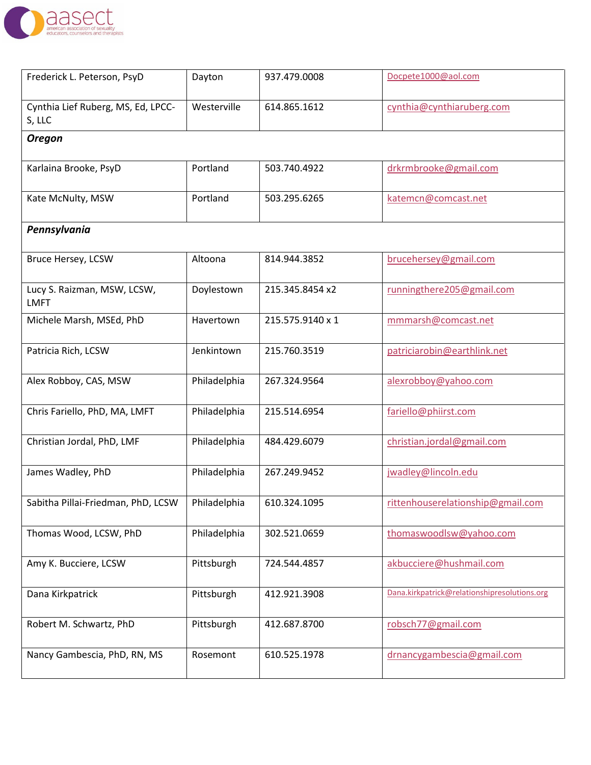| | | | |
|---|---|---|---|
| Frederick L. Peterson, PsyD | Dayton | 937.479.0008 | Docpete1000@aol.com |
| Cynthia Lief Ruberg, MS, Ed, LPCC-S, LLC | Westerville | 614.865.1612 | cynthia@cynthiaruberg.com |
| ***Oregon*** | | | |
| Karlaina Brooke, PsyD | Portland | 503.740.4922 | drkrmbrooke@gmail.com |
| Kate McNulty, MSW | Portland | 503.295.6265 | katemcn@comcast.net |
| ***Pennsylvania*** | | | |
| Bruce Hersey, LCSW | Altoona | 814.944.3852 | brucehersey@gmail.com |
| Lucy S. Raizman, MSW, LCSW, LMFT | Doylestown | 215.345.8454 x2 | runningthere205@gmail.com |
| Michele Marsh, MSEd, PhD | Havertown | 215.575.9140 x 1 | mmmarsh@comcast.net |
| Patricia Rich, LCSW | Jenkintown | 215.760.3519 | patriciarobin@earthlink.net |
| Alex Robboy, CAS, MSW | Philadelphia | 267.324.9564 | alexrobboy@yahoo.com |
| Chris Fariello, PhD, MA, LMFT | Philadelphia | 215.514.6954 | fariello@phiirst.com |
| Christian Jordal, PhD, LMF | Philadelphia | 484.429.6079 | christian.jordal@gmail.com |
| James Wadley, PhD | Philadelphia | 267.249.9452 | jwadley@lincoln.edu |
| Sabitha Pillai-Friedman, PhD, LCSW | Philadelphia | 610.324.1095 | rittenhouserelationship@gmail.com |
| Thomas Wood, LCSW, PhD | Philadelphia | 302.521.0659 | thomaswoodlsw@yahoo.com |
| Amy K. Bucciere, LCSW | Pittsburgh | 724.544.4857 | akbucciere@hushmail.com |
| Dana Kirkpatrick | Pittsburgh | 412.921.3908 | Dana.kirkpatrick@relationshipresolutions.org |
| Robert M. Schwartz, PhD | Pittsburgh | 412.687.8700 | robsch77@gmail.com |
| Nancy Gambescia, PhD, RN, MS | Rosemont | 610.525.1978 | drnancygambescia@gmail.com |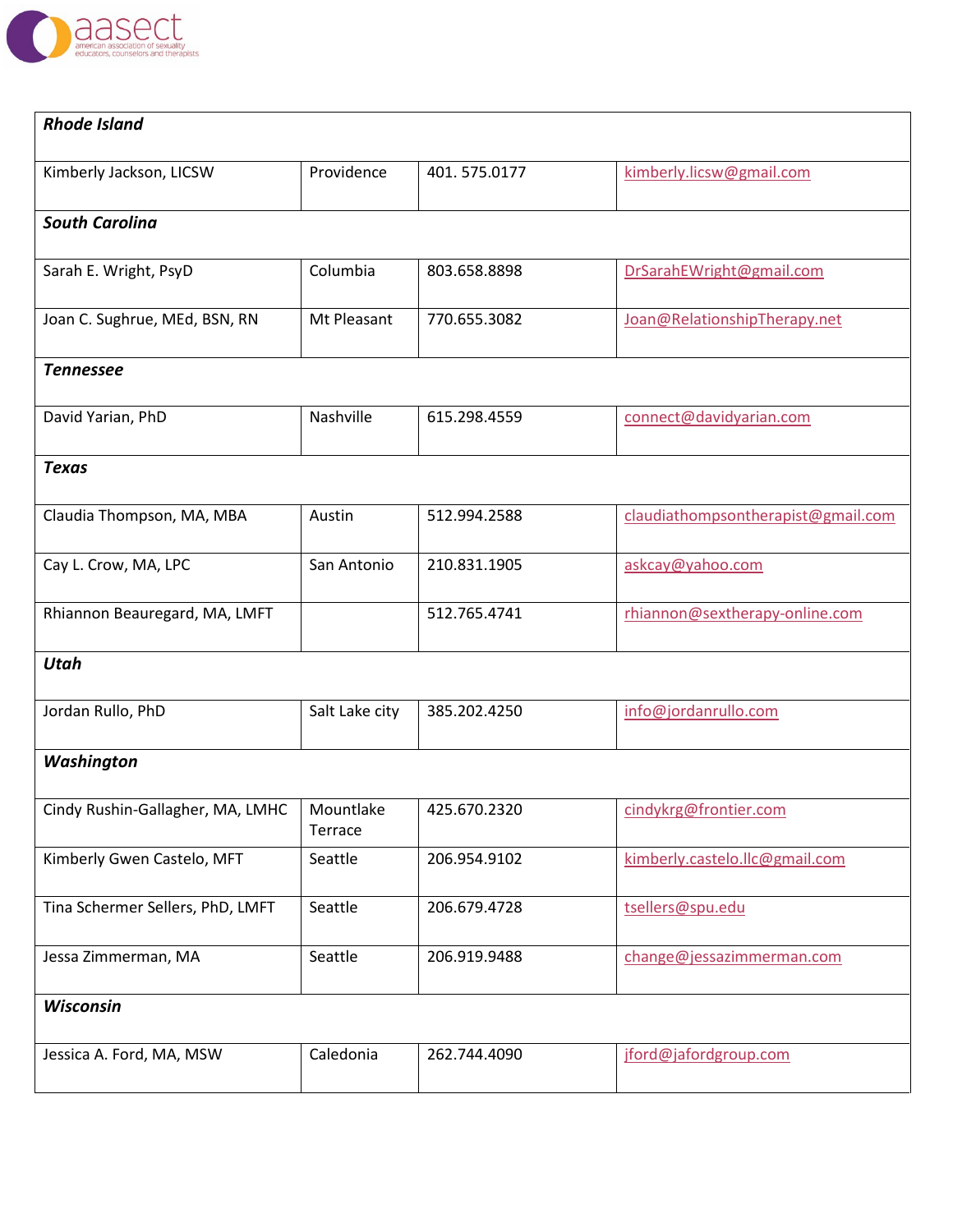| | | | |
|---|---|---|---|
| ***Rhode Island*** | | | |
| Kimberly Jackson, LICSW | Providence | 401. 575.0177 | kimberly.licsw@gmail.com |
| ***South Carolina*** | | | |
| Sarah E. Wright, PsyD | Columbia | 803.658.8898 | DrSarahEWright@gmail.com |
| Joan C. Sughrue, MEd, BSN, RN | Mt Pleasant | 770.655.3082 | Joan@RelationshipTherapy.net |
| ***Tennessee*** | | | |
| David Yarian, PhD | Nashville | 615.298.4559 | connect@davidyarian.com |
| ***Texas*** | | | |
| Claudia Thompson, MA, MBA | Austin | 512.994.2588 | claudiathompsontherapist@gmail.com |
| Cay L. Crow, MA, LPC | San Antonio | 210.831.1905 | askcay@yahoo.com |
| Rhiannon Beauregard, MA, LMFT | | 512.765.4741 | rhiannon@sextherapy-online.com |
| ***Utah*** | | | |
| Jordan Rullo, PhD | Salt Lake city | 385.202.4250 | info@jordanrullo.com |
| ***Washington*** | | | |
| Cindy Rushin-Gallagher, MA, LMHC | Mountlake Terrace | 425.670.2320 | cindykrg@frontier.com |
| Kimberly Gwen Castelo, MFT | Seattle | 206.954.9102 | kimberly.castelo.llc@gmail.com |
| Tina Schermer Sellers, PhD, LMFT | Seattle | 206.679.4728 | tsellers@spu.edu |
| Jessa Zimmerman, MA | Seattle | 206.919.9488 | change@jessazimmerman.com |
| ***Wisconsin*** | | | |
| Jessica A. Ford, MA, MSW | Caledonia | 262.744.4090 | jford@jafordgroup.com |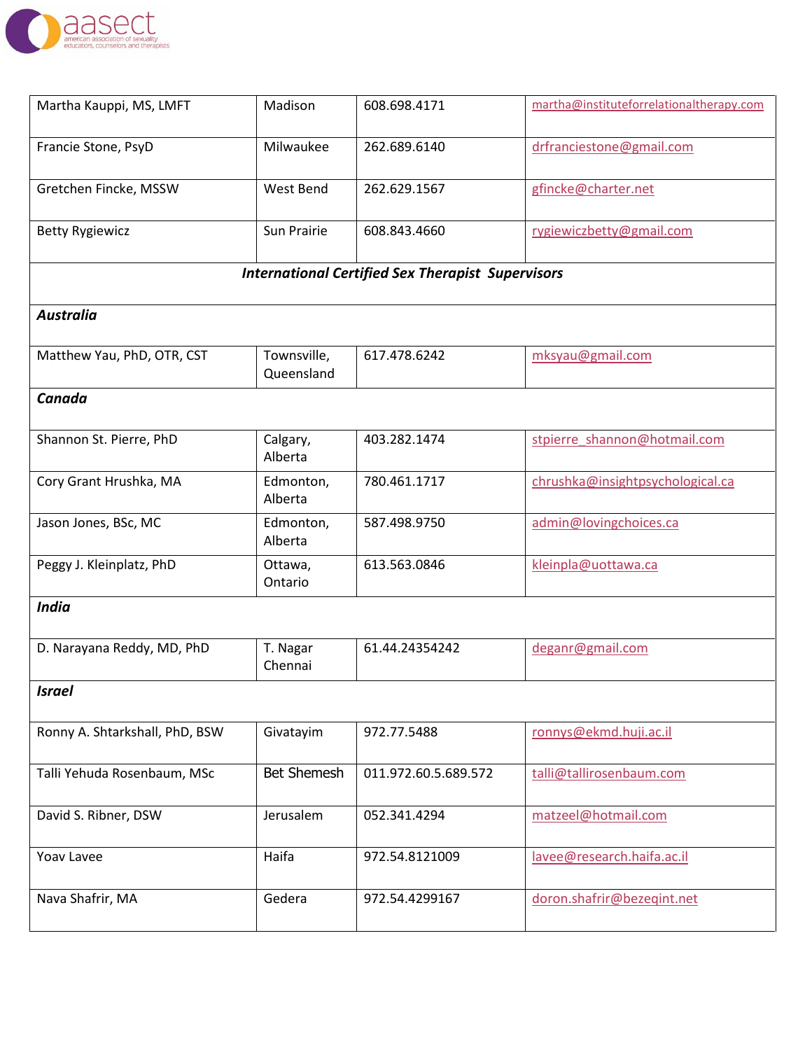| | | | |
|---|---|---|---|
| Martha Kauppi, MS, LMFT | Madison | 608.698.4171 | martha@instituteforrelationaltherapy.com |
| Francie Stone, PsyD | Milwaukee | 262.689.6140 | drfranciestone@gmail.com |
| Gretchen Fincke, MSSW | West Bend | 262.629.1567 | gfincke@charter.net |
| Betty Rygiewicz | Sun Prairie | 608.843.4660 | rygiewiczbetty@gmail.com |
| ***International Certified Sex Therapist Supervisors*** | | | |
| ***Australia*** | | | |
| Matthew Yau, PhD, OTR, CST | Townsville, Queensland | 617.478.6242 | mksyau@gmail.com |
| ***Canada*** | | | |
| Shannon St. Pierre, PhD | Calgary, Alberta | 403.282.1474 | stpierre_shannon@hotmail.com |
| Cory Grant Hrushka, MA | Edmonton, Alberta | 780.461.1717 | chrushka@insightpsychological.ca |
| Jason Jones, BSc, MC | Edmonton, Alberta | 587.498.9750 | admin@lovingchoices.ca |
| Peggy J. Kleinplatz, PhD | Ottawa, Ontario | 613.563.0846 | kleinpla@uottawa.ca |
| ***India*** | | | |
| D. Narayana Reddy, MD, PhD | T. Nagar Chennai | 61.44.24354242 | deganr@gmail.com |
| ***Israel*** | | | |
| Ronny A. Shtarkshall, PhD, BSW | Givatayim | 972.77.5488 | ronnys@ekmd.huji.ac.il |
| Talli Yehuda Rosenbaum, MSc | Bet Shemesh | 011.972.60.5.689.572 | talli@tallirosenbaum.com |
| David S. Ribner, DSW | Jerusalem | 052.341.4294 | matzeel@hotmail.com |
| Yoav Lavee | Haifa | 972.54.8121009 | lavee@research.haifa.ac.il |
| Nava Shafrir, MA | Gedera | 972.54.4299167 | doron.shafrir@bezeqint.net |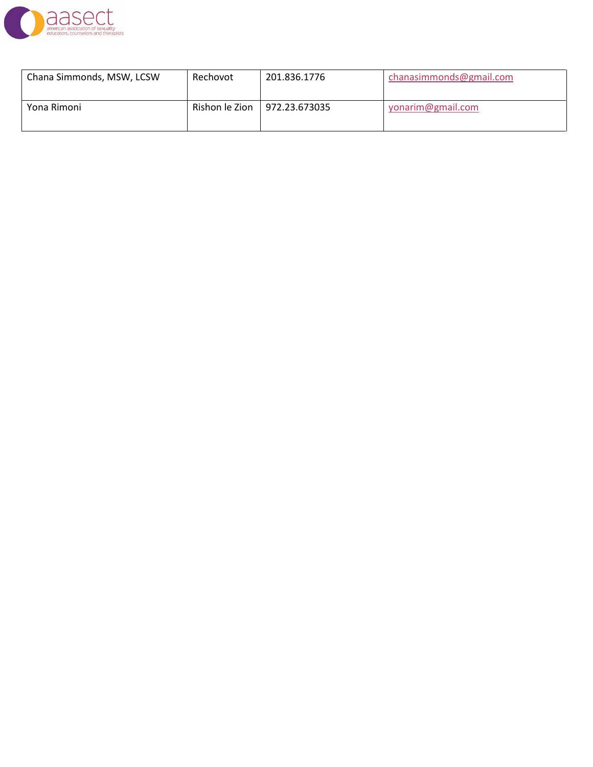| | | | |
|---|---|---|---|
| Chana Simmonds, MSW, LCSW | Rechovot | 201.836.1776 | chanasimmonds@gmail.com |
| Yona Rimoni | Rishon le Zion | 972.23.673035 | yonarim@gmail.com |